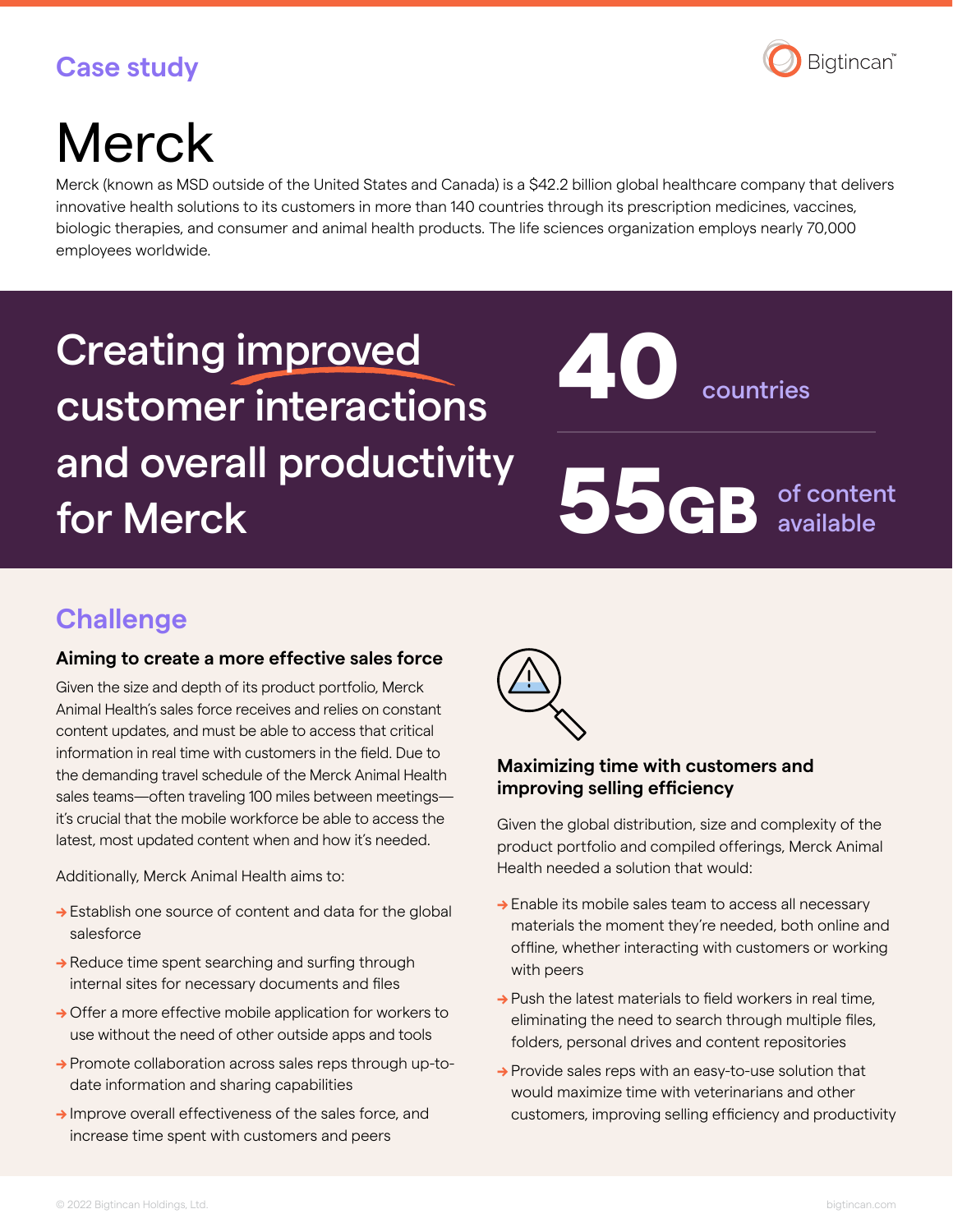Case study

# Merck

Merck (known as MSD outside of the United States and Canada) is a $42.2 billion global healthcare company that delivers innovative health solutions to its customers in more than 140 countries through its prescription medicines, vaccines, biologic therapies, and consumer and animal health products. The life sciences organization employs nearly 70,000 employees worldwide.

## Creating improved customer interactions and overall productivity for Merck

**40** countries

**55GB** of content available

## Challenge

### Aiming to create a more effective sales force

Given the size and depth of its product portfolio, Merck Animal Health's sales force receives and relies on constant content updates, and must be able to access that critical information in real time with customers in the field. Due to the demanding travel schedule of the Merck Animal Health sales teams—often traveling 100 miles between meetings—it's crucial that the mobile workforce be able to access the latest, most updated content when and how it's needed.

Additionally, Merck Animal Health aims to:

- Establish one source of content and data for the global salesforce
- Reduce time spent searching and surfing through internal sites for necessary documents and files
- Offer a more effective mobile application for workers to use without the need of other outside apps and tools
- Promote collaboration across sales reps through up-to-date information and sharing capabilities
- Improve overall effectiveness of the sales force, and increase time spent with customers and peers

### Maximizing time with customers and improving selling efficiency

Given the global distribution, size and complexity of the product portfolio and compiled offerings, Merck Animal Health needed a solution that would:

- Enable its mobile sales team to access all necessary materials the moment they're needed, both online and offline, whether interacting with customers or working with peers
- Push the latest materials to field workers in real time, eliminating the need to search through multiple files, folders, personal drives and content repositories
- Provide sales reps with an easy-to-use solution that would maximize time with veterinarians and other customers, improving selling efficiency and productivity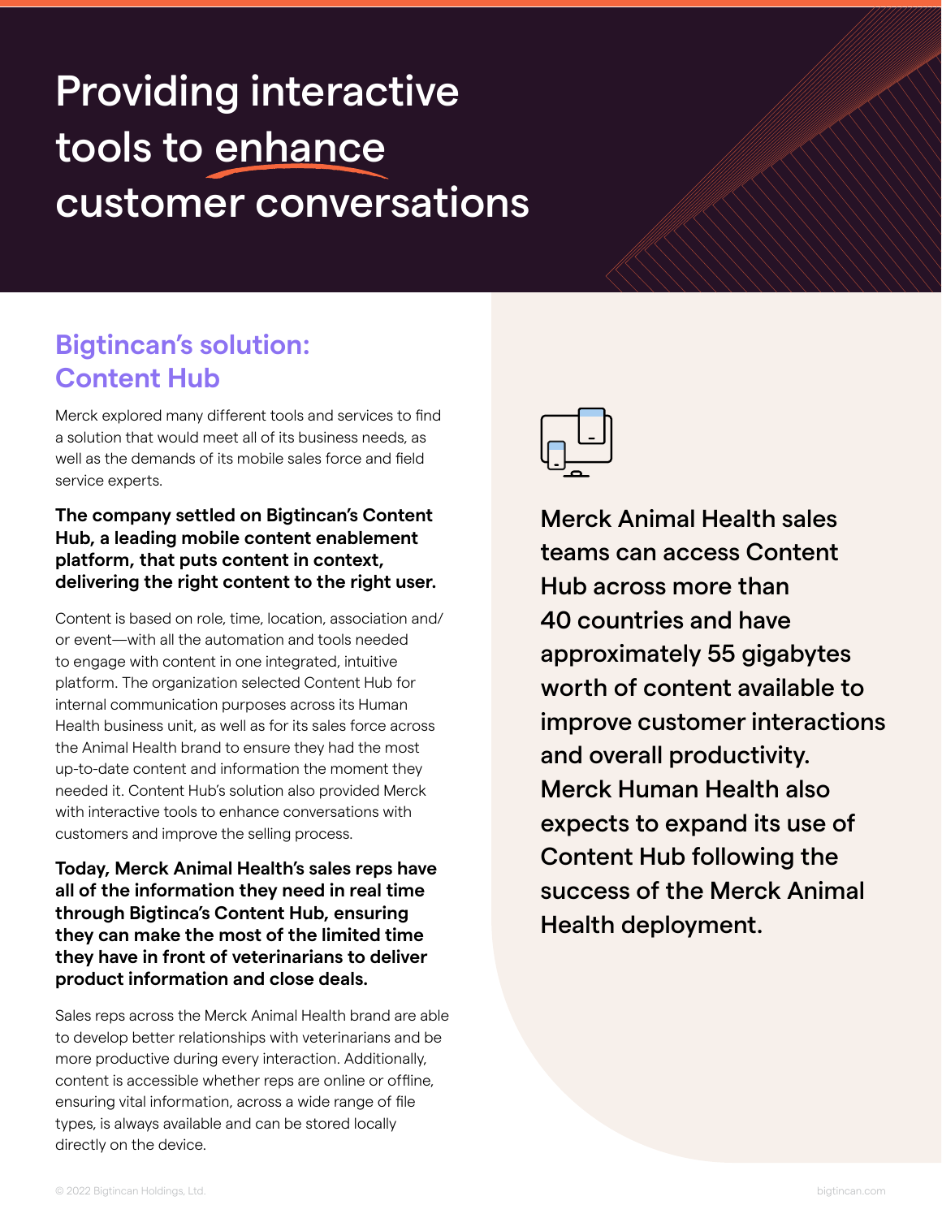# Providing interactive tools to enhance customer conversations

## Bigtincan's solution: Content Hub

Merck explored many different tools and services to find a solution that would meet all of its business needs, as well as the demands of its mobile sales force and field service experts.

**The company settled on Bigtincan's Content Hub, a leading mobile content enablement platform, that puts content in context, delivering the right content to the right user.**

Content is based on role, time, location, association and/or event—with all the automation and tools needed to engage with content in one integrated, intuitive platform. The organization selected Content Hub for internal communication purposes across its Human Health business unit, as well as for its sales force across the Animal Health brand to ensure they had the most up-to-date content and information the moment they needed it. Content Hub's solution also provided Merck with interactive tools to enhance conversations with customers and improve the selling process.

**Today, Merck Animal Health's sales reps have all of the information they need in real time through Bigtinca's Content Hub, ensuring they can make the most of the limited time they have in front of veterinarians to deliver product information and close deals.**

Sales reps across the Merck Animal Health brand are able to develop better relationships with veterinarians and be more productive during every interaction. Additionally, content is accessible whether reps are online or offline, ensuring vital information, across a wide range of file types, is always available and can be stored locally directly on the device.

Merck Animal Health sales teams can access Content Hub across more than 40 countries and have approximately 55 gigabytes worth of content available to improve customer interactions and overall productivity. Merck Human Health also expects to expand its use of Content Hub following the success of the Merck Animal Health deployment.